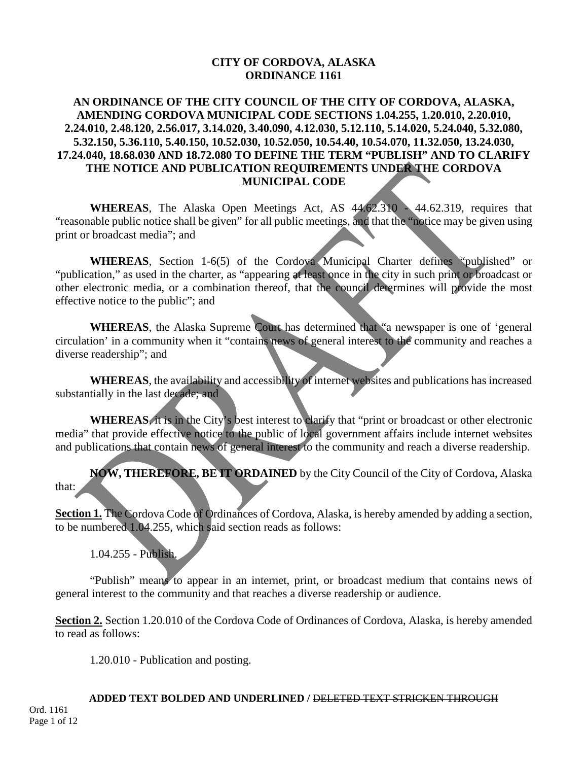# CITY OF CORDOVA, ALASKA
# ORDINANCE 1161

## AN ORDINANCE OF THE CITY COUNCIL OF THE CITY OF CORDOVA, ALASKA, AMENDING CORDOVA MUNICIPAL CODE SECTIONS 1.04.255, 1.20.010, 2.20.010, 2.24.010, 2.48.120, 2.56.017, 3.14.020, 3.40.090, 4.12.030, 5.12.110, 5.14.020, 5.24.040, 5.32.080, 5.32.150, 5.36.110, 5.40.150, 10.52.030, 10.52.050, 10.54.40, 10.54.070, 11.32.050, 13.24.030, 17.24.040, 18.68.030 AND 18.72.080 TO DEFINE THE TERM "PUBLISH" AND TO CLARIFY THE NOTICE AND PUBLICATION REQUIREMENTS UNDER THE CORDOVA MUNICIPAL CODE

**WHEREAS**, The Alaska Open Meetings Act, AS 44.62.310 - 44.62.319, requires that "reasonable public notice shall be given" for all public meetings, and that the "notice may be given using print or broadcast media"; and

**WHEREAS**, Section 1-6(5) of the Cordova Municipal Charter defines "published" or "publication," as used in the charter, as "appearing at least once in the city in such print or broadcast or other electronic media, or a combination thereof, that the council determines will provide the most effective notice to the public"; and

**WHEREAS**, the Alaska Supreme Court has determined that "a newspaper is one of 'general circulation' in a community when it "contains news of general interest to the community and reaches a diverse readership"; and

**WHEREAS**, the availability and accessibility of internet websites and publications has increased substantially in the last decade; and

**WHEREAS**, it is in the City's best interest to clarify that "print or broadcast or other electronic media" that provide effective notice to the public of local government affairs include internet websites and publications that contain news of general interest to the community and reach a diverse readership.

**NOW, THEREFORE, BE IT ORDAINED** by the City Council of the City of Cordova, Alaska that:

**Section 1.** The Cordova Code of Ordinances of Cordova, Alaska, is hereby amended by adding a section, to be numbered 1.04.255, which said section reads as follows:

1.04.255 - Publish.

"Publish" means to appear in an internet, print, or broadcast medium that contains news of general interest to the community and that reaches a diverse readership or audience.

**Section 2.** Section 1.20.010 of the Cordova Code of Ordinances of Cordova, Alaska, is hereby amended to read as follows:

1.20.010 - Publication and posting.

**ADDED TEXT BOLDED AND UNDERLINED /** ~~DELETED TEXT STRICKEN THROUGH~~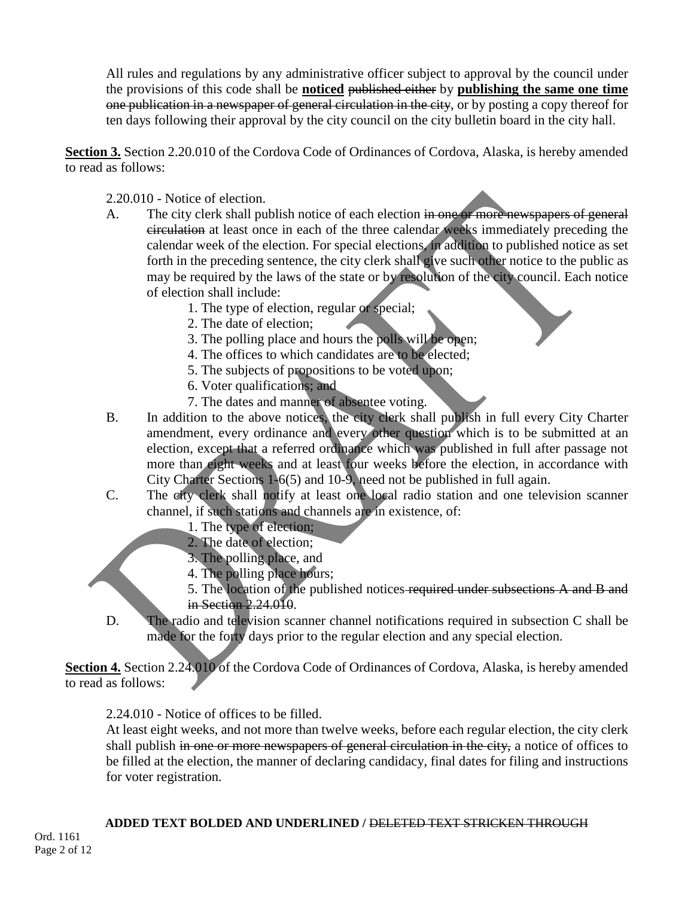All rules and regulations by any administrative officer subject to approval by the council under the provisions of this code shall be **<u>noticed</u>** ~~published either~~ by **<u>publishing the same one time</u>** ~~one publication in a newspaper of general circulation in the city~~, or by posting a copy thereof for ten days following their approval by the city council on the city bulletin board in the city hall.

**<u>Section 3.</u>** Section 2.20.010 of the Cordova Code of Ordinances of Cordova, Alaska, is hereby amended to read as follows:

2.20.010 - Notice of election.

A. The city clerk shall publish notice of each election ~~in one or more newspapers of general circulation~~ at least once in each of the three calendar weeks immediately preceding the calendar week of the election. For special elections, in addition to published notice as set forth in the preceding sentence, the city clerk shall give such other notice to the public as may be required by the laws of the state or by resolution of the city council. Each notice of election shall include:
    1. The type of election, regular or special;
    2. The date of election;
    3. The polling place and hours the polls will be open;
    4. The offices to which candidates are to be elected;
    5. The subjects of propositions to be voted upon;
    6. Voter qualifications; and
    7. The dates and manner of absentee voting.

B. In addition to the above notices, the city clerk shall publish in full every City Charter amendment, every ordinance and every other question which is to be submitted at an election, except that a referred ordinance which was published in full after passage not more than eight weeks and at least four weeks before the election, in accordance with City Charter Sections 1-6(5) and 10-9, need not be published in full again.

C. The city clerk shall notify at least one local radio station and one television scanner channel, if such stations and channels are in existence, of:
    1. The type of election;
    2. The date of election;
    3. The polling place, and
    4. The polling place hours;
    5. The location of the published notices ~~required under subsections A and B and in Section 2.24.010~~.

D. The radio and television scanner channel notifications required in subsection C shall be made for the forty days prior to the regular election and any special election.

**<u>Section 4.</u>** Section 2.24.010 of the Cordova Code of Ordinances of Cordova, Alaska, is hereby amended to read as follows:

2.24.010 - Notice of offices to be filled.

At least eight weeks, and not more than twelve weeks, before each regular election, the city clerk shall publish ~~in one or more newspapers of general circulation in the city,~~ a notice of offices to be filled at the election, the manner of declaring candidacy, final dates for filing and instructions for voter registration.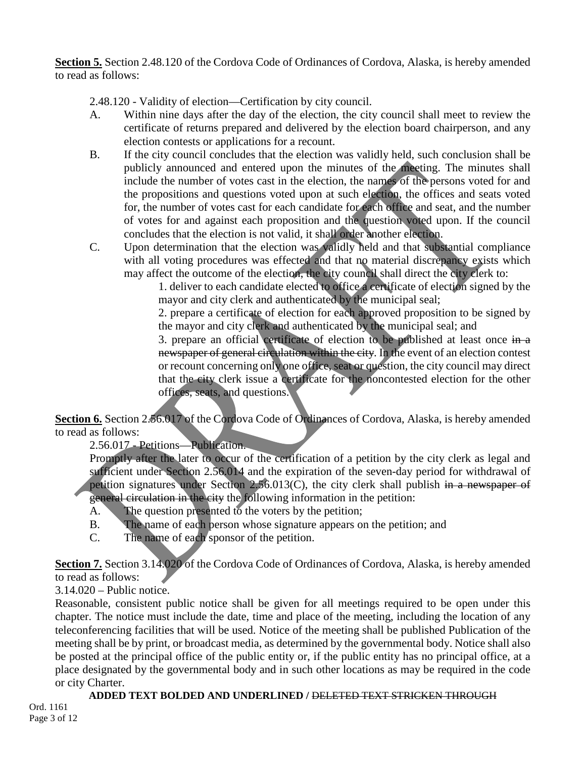**Section 5.** Section 2.48.120 of the Cordova Code of Ordinances of Cordova, Alaska, is hereby amended to read as follows:

2.48.120 - Validity of election—Certification by city council.

A. Within nine days after the day of the election, the city council shall meet to review the certificate of returns prepared and delivered by the election board chairperson, and any election contests or applications for a recount.

B. If the city council concludes that the election was validly held, such conclusion shall be publicly announced and entered upon the minutes of the meeting. The minutes shall include the number of votes cast in the election, the names of the persons voted for and the propositions and questions voted upon at such election, the offices and seats voted for, the number of votes cast for each candidate for each office and seat, and the number of votes for and against each proposition and the question voted upon. If the council concludes that the election is not valid, it shall order another election.

C. Upon determination that the election was validly held and that substantial compliance with all voting procedures was effected and that no material discrepancy exists which may affect the outcome of the election, the city council shall direct the city clerk to:

1. deliver to each candidate elected to office a certificate of election signed by the mayor and city clerk and authenticated by the municipal seal;

2. prepare a certificate of election for each approved proposition to be signed by the mayor and city clerk and authenticated by the municipal seal; and

3. prepare an official certificate of election to be published at least once ~~in a newspaper of general circulation within the city~~. In the event of an election contest or recount concerning only one office, seat or question, the city council may direct that the city clerk issue a certificate for the noncontested election for the other offices, seats, and questions.

**Section 6.** Section 2.56.017 of the Cordova Code of Ordinances of Cordova, Alaska, is hereby amended to read as follows:

2.56.017 - Petitions—Publication.

Promptly after the later to occur of the certification of a petition by the city clerk as legal and sufficient under Section 2.56.014 and the expiration of the seven-day period for withdrawal of petition signatures under Section 2.56.013(C), the city clerk shall publish ~~in a newspaper of general circulation in the city~~ the following information in the petition:

A. The question presented to the voters by the petition;

B. The name of each person whose signature appears on the petition; and

C. The name of each sponsor of the petition.

**Section 7.** Section 3.14.020 of the Cordova Code of Ordinances of Cordova, Alaska, is hereby amended to read as follows:

3.14.020 – Public notice.

Reasonable, consistent public notice shall be given for all meetings required to be open under this chapter. The notice must include the date, time and place of the meeting, including the location of any teleconferencing facilities that will be used. Notice of the meeting shall be published Publication of the meeting shall be by print, or broadcast media, as determined by the governmental body. Notice shall also be posted at the principal office of the public entity or, if the public entity has no principal office, at a place designated by the governmental body and in such other locations as may be required in the code or city Charter.

**ADDED TEXT BOLDED AND UNDERLINED /** ~~DELETED TEXT STRICKEN THROUGH~~

Ord. 1161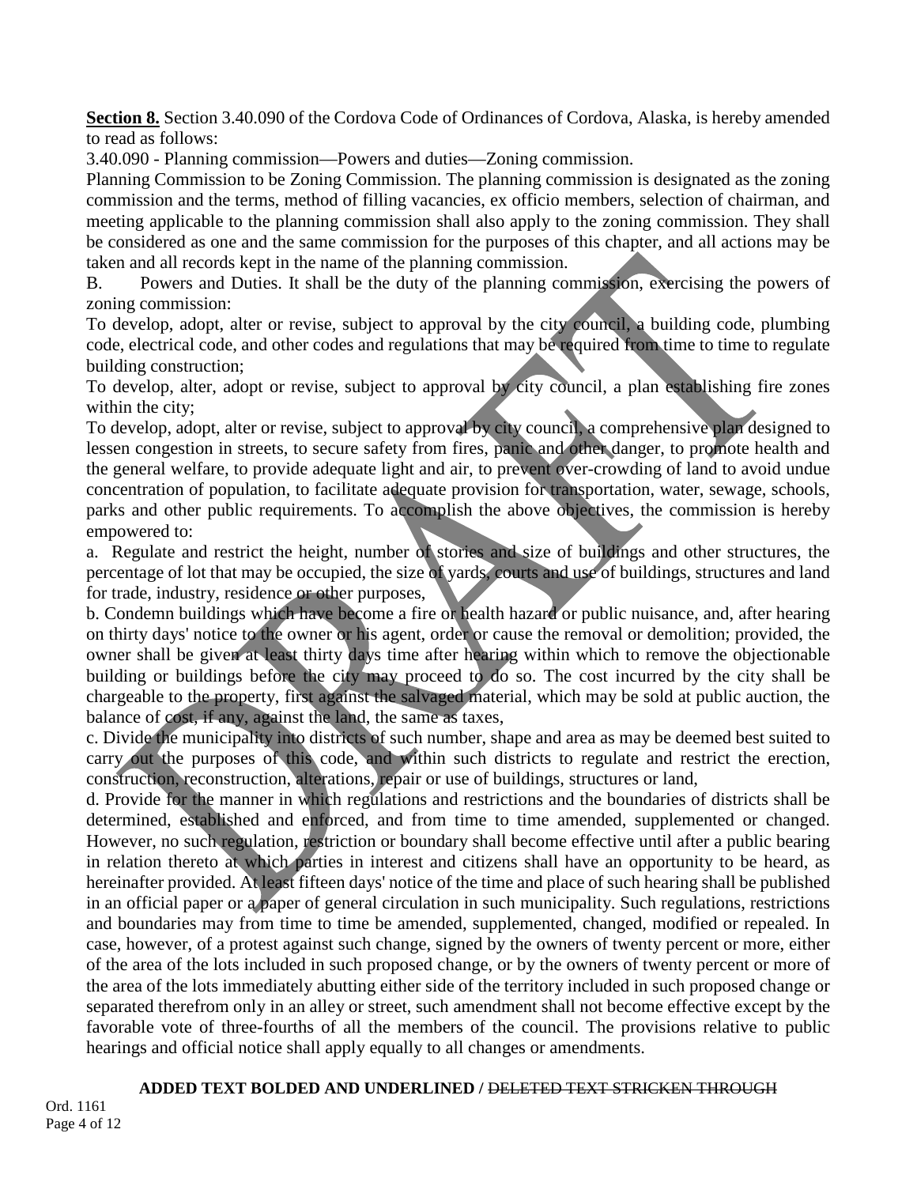**Section 8.** Section 3.40.090 of the Cordova Code of Ordinances of Cordova, Alaska, is hereby amended to read as follows:

3.40.090 - Planning commission—Powers and duties—Zoning commission.

Planning Commission to be Zoning Commission. The planning commission is designated as the zoning commission and the terms, method of filling vacancies, ex officio members, selection of chairman, and meeting applicable to the planning commission shall also apply to the zoning commission. They shall be considered as one and the same commission for the purposes of this chapter, and all actions may be taken and all records kept in the name of the planning commission.

B. Powers and Duties. It shall be the duty of the planning commission, exercising the powers of zoning commission:

To develop, adopt, alter or revise, subject to approval by the city council, a building code, plumbing code, electrical code, and other codes and regulations that may be required from time to time to regulate building construction;

To develop, alter, adopt or revise, subject to approval by city council, a plan establishing fire zones within the city;

To develop, adopt, alter or revise, subject to approval by city council, a comprehensive plan designed to lessen congestion in streets, to secure safety from fires, panic and other danger, to promote health and the general welfare, to provide adequate light and air, to prevent over-crowding of land to avoid undue concentration of population, to facilitate adequate provision for transportation, water, sewage, schools, parks and other public requirements. To accomplish the above objectives, the commission is hereby empowered to:

a. Regulate and restrict the height, number of stories and size of buildings and other structures, the percentage of lot that may be occupied, the size of yards, courts and use of buildings, structures and land for trade, industry, residence or other purposes,

b. Condemn buildings which have become a fire or health hazard or public nuisance, and, after hearing on thirty days' notice to the owner or his agent, order or cause the removal or demolition; provided, the owner shall be given at least thirty days time after hearing within which to remove the objectionable building or buildings before the city may proceed to do so. The cost incurred by the city shall be chargeable to the property, first against the salvaged material, which may be sold at public auction, the balance of cost, if any, against the land, the same as taxes,

c. Divide the municipality into districts of such number, shape and area as may be deemed best suited to carry out the purposes of this code, and within such districts to regulate and restrict the erection, construction, reconstruction, alterations, repair or use of buildings, structures or land,

d. Provide for the manner in which regulations and restrictions and the boundaries of districts shall be determined, established and enforced, and from time to time amended, supplemented or changed. However, no such regulation, restriction or boundary shall become effective until after a public bearing in relation thereto at which parties in interest and citizens shall have an opportunity to be heard, as hereinafter provided. At least fifteen days' notice of the time and place of such hearing shall be published in an official paper or a paper of general circulation in such municipality. Such regulations, restrictions and boundaries may from time to time be amended, supplemented, changed, modified or repealed. In case, however, of a protest against such change, signed by the owners of twenty percent or more, either of the area of the lots included in such proposed change, or by the owners of twenty percent or more of the area of the lots immediately abutting either side of the territory included in such proposed change or separated therefrom only in an alley or street, such amendment shall not become effective except by the favorable vote of three-fourths of all the members of the council. The provisions relative to public hearings and official notice shall apply equally to all changes or amendments.

**ADDED TEXT BOLDED AND UNDERLINED /** ~~DELETED TEXT STRICKEN THROUGH~~

Ord. 1161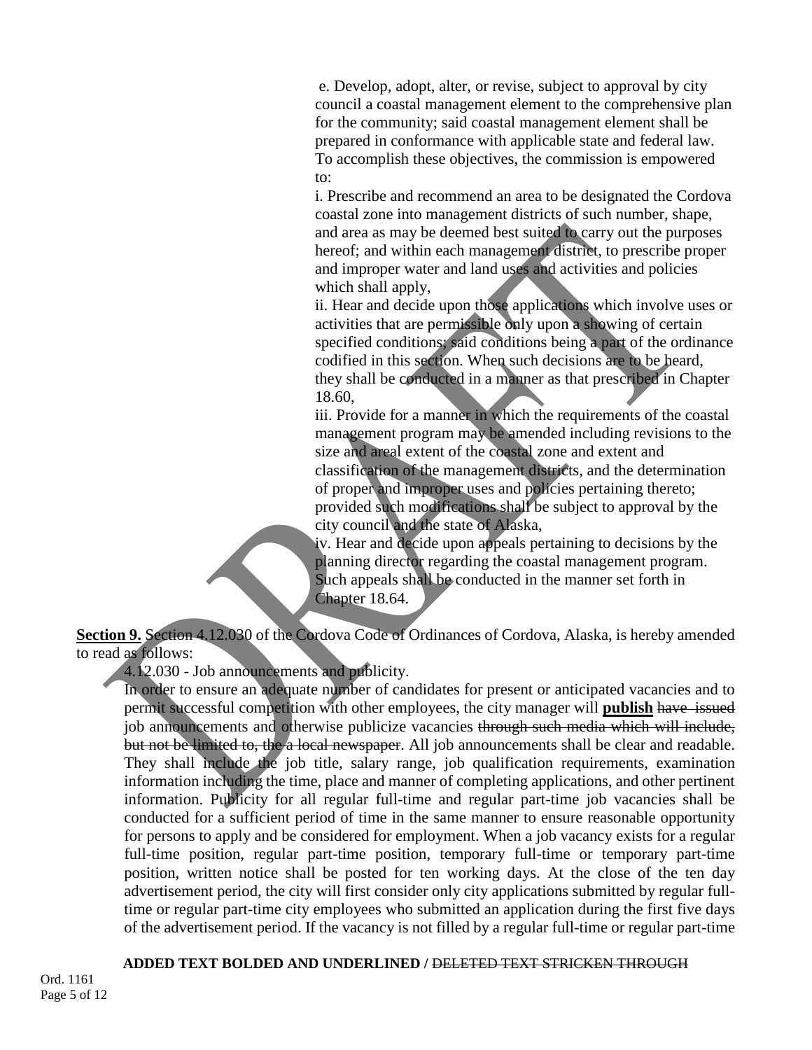e. Develop, adopt, alter, or revise, subject to approval by city council a coastal management element to the comprehensive plan for the community; said coastal management element shall be prepared in conformance with applicable state and federal law. To accomplish these objectives, the commission is empowered to:

i. Prescribe and recommend an area to be designated the Cordova coastal zone into management districts of such number, shape, and area as may be deemed best suited to carry out the purposes hereof; and within each management district, to prescribe proper and improper water and land uses and activities and policies which shall apply,

ii. Hear and decide upon those applications which involve uses or activities that are permissible only upon a showing of certain specified conditions; said conditions being a part of the ordinance codified in this section. When such decisions are to be heard, they shall be conducted in a manner as that prescribed in Chapter 18.60,

iii. Provide for a manner in which the requirements of the coastal management program may be amended including revisions to the size and areal extent of the coastal zone and extent and classification of the management districts, and the determination of proper and improper uses and policies pertaining thereto; provided such modifications shall be subject to approval by the city council and the state of Alaska,

iv. Hear and decide upon appeals pertaining to decisions by the planning director regarding the coastal management program. Such appeals shall be conducted in the manner set forth in Chapter 18.64.

**Section 9.** Section 4.12.030 of the Cordova Code of Ordinances of Cordova, Alaska, is hereby amended to read as follows:

4.12.030 - Job announcements and publicity.

In order to ensure an adequate number of candidates for present or anticipated vacancies and to permit successful competition with other employees, the city manager will **<u>publish</u>** ~~have issued~~ job announcements and otherwise publicize vacancies ~~through such media which will include, but not be limited to, the a local newspaper~~. All job announcements shall be clear and readable. They shall include the job title, salary range, job qualification requirements, examination information including the time, place and manner of completing applications, and other pertinent information. Publicity for all regular full-time and regular part-time job vacancies shall be conducted for a sufficient period of time in the same manner to ensure reasonable opportunity for persons to apply and be considered for employment. When a job vacancy exists for a regular full-time position, regular part-time position, temporary full-time or temporary part-time position, written notice shall be posted for ten working days. At the close of the ten day advertisement period, the city will first consider only city applications submitted by regular full-time or regular part-time city employees who submitted an application during the first five days of the advertisement period. If the vacancy is not filled by a regular full-time or regular part-time

**ADDED TEXT BOLDED AND UNDERLINED /** ~~DELETED TEXT STRICKEN THROUGH~~

Ord. 1161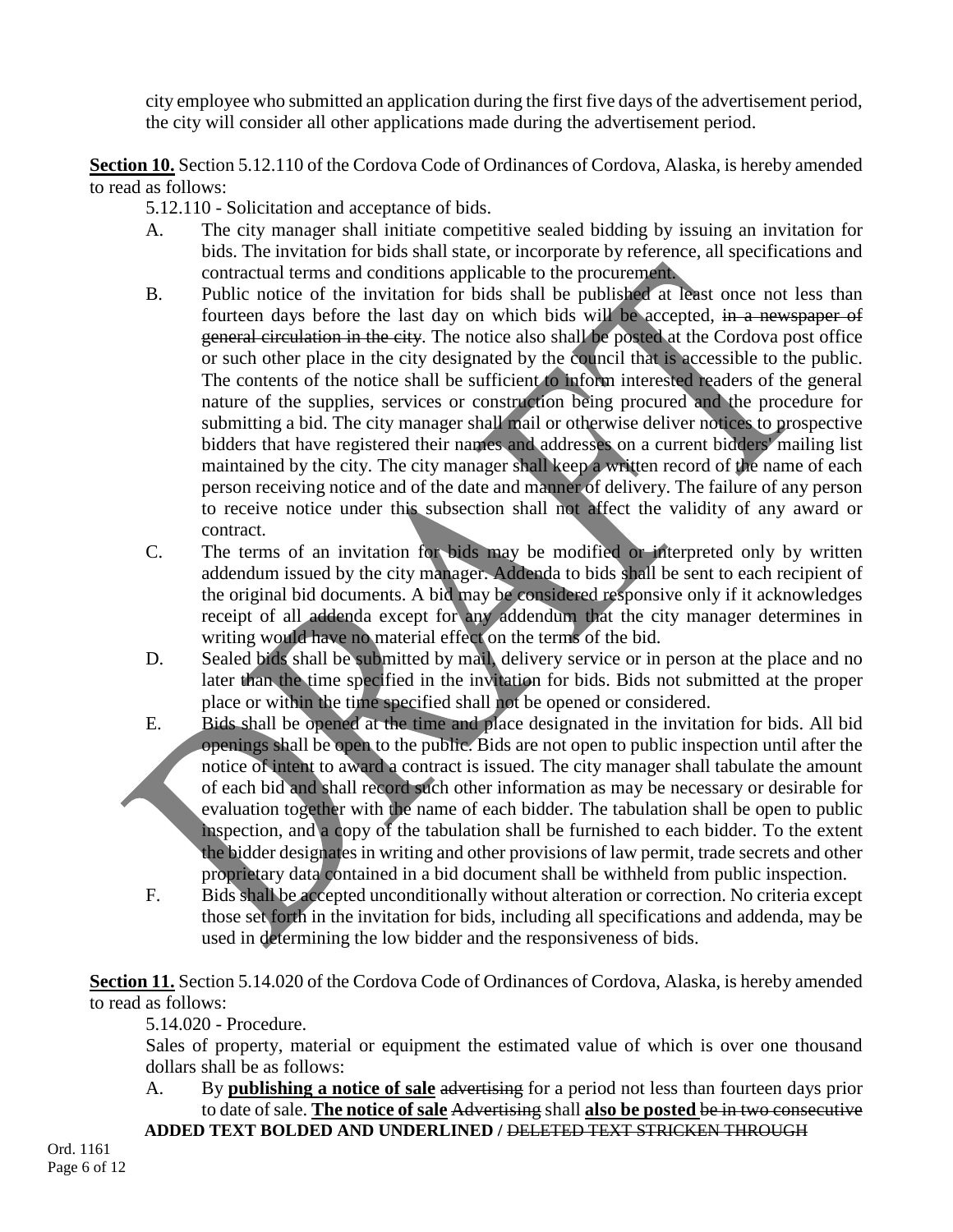city employee who submitted an application during the first five days of the advertisement period, the city will consider all other applications made during the advertisement period.

**Section 10.** Section 5.12.110 of the Cordova Code of Ordinances of Cordova, Alaska, is hereby amended to read as follows:

5.12.110 - Solicitation and acceptance of bids.

A. The city manager shall initiate competitive sealed bidding by issuing an invitation for bids. The invitation for bids shall state, or incorporate by reference, all specifications and contractual terms and conditions applicable to the procurement.

B. Public notice of the invitation for bids shall be published at least once not less than fourteen days before the last day on which bids will be accepted, ~~in a newspaper of general circulation in the city~~. The notice also shall be posted at the Cordova post office or such other place in the city designated by the council that is accessible to the public. The contents of the notice shall be sufficient to inform interested readers of the general nature of the supplies, services or construction being procured and the procedure for submitting a bid. The city manager shall mail or otherwise deliver notices to prospective bidders that have registered their names and addresses on a current bidders' mailing list maintained by the city. The city manager shall keep a written record of the name of each person receiving notice and of the date and manner of delivery. The failure of any person to receive notice under this subsection shall not affect the validity of any award or contract.

C. The terms of an invitation for bids may be modified or interpreted only by written addendum issued by the city manager. Addenda to bids shall be sent to each recipient of the original bid documents. A bid may be considered responsive only if it acknowledges receipt of all addenda except for any addendum that the city manager determines in writing would have no material effect on the terms of the bid.

D. Sealed bids shall be submitted by mail, delivery service or in person at the place and no later than the time specified in the invitation for bids. Bids not submitted at the proper place or within the time specified shall not be opened or considered.

E. Bids shall be opened at the time and place designated in the invitation for bids. All bid openings shall be open to the public. Bids are not open to public inspection until after the notice of intent to award a contract is issued. The city manager shall tabulate the amount of each bid and shall record such other information as may be necessary or desirable for evaluation together with the name of each bidder. The tabulation shall be open to public inspection, and a copy of the tabulation shall be furnished to each bidder. To the extent the bidder designates in writing and other provisions of law permit, trade secrets and other proprietary data contained in a bid document shall be withheld from public inspection.

F. Bids shall be accepted unconditionally without alteration or correction. No criteria except those set forth in the invitation for bids, including all specifications and addenda, may be used in determining the low bidder and the responsiveness of bids.

**Section 11.** Section 5.14.020 of the Cordova Code of Ordinances of Cordova, Alaska, is hereby amended to read as follows:

5.14.020 - Procedure.

Sales of property, material or equipment the estimated value of which is over one thousand dollars shall be as follows:

A. By <u>**publishing a notice of sale**</u> ~~advertising~~ for a period not less than fourteen days prior to date of sale. <u>**The notice of sale**</u> ~~Advertising~~ shall <u>**also be posted**</u> ~~be in two consecutive~~

**ADDED TEXT BOLDED AND UNDERLINED /** ~~DELETED TEXT STRICKEN THROUGH~~

Ord. 1161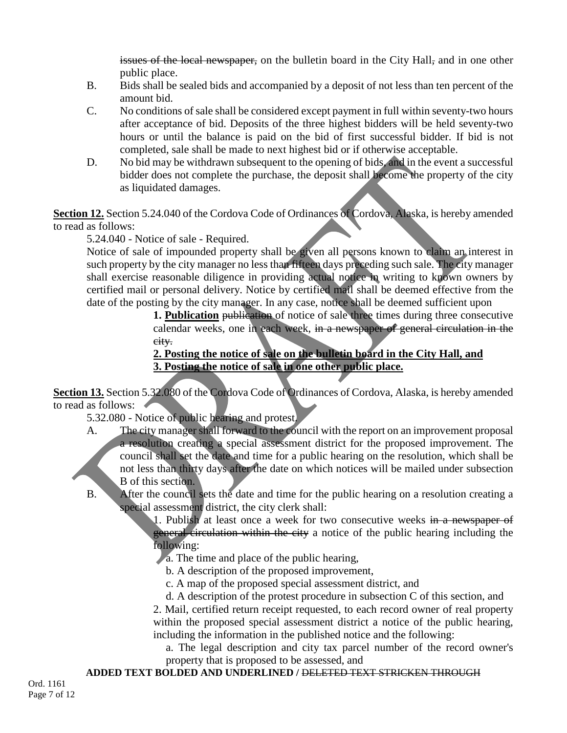~~issues of the local newspaper,~~ on the bulletin board in the City Hall~~,~~ and in one other public place.

B. Bids shall be sealed bids and accompanied by a deposit of not less than ten percent of the amount bid.

C. No conditions of sale shall be considered except payment in full within seventy-two hours after acceptance of bid. Deposits of the three highest bidders will be held seventy-two hours or until the balance is paid on the bid of first successful bidder. If bid is not completed, sale shall be made to next highest bid or if otherwise acceptable.

D. No bid may be withdrawn subsequent to the opening of bids, and in the event a successful bidder does not complete the purchase, the deposit shall become the property of the city as liquidated damages.

**<u>Section 12.</u>** Section 5.24.040 of the Cordova Code of Ordinances of Cordova, Alaska, is hereby amended to read as follows:

5.24.040 - Notice of sale - Required.

Notice of sale of impounded property shall be given all persons known to claim an interest in such property by the city manager no less than fifteen days preceding such sale. The city manager shall exercise reasonable diligence in providing actual notice in writing to known owners by certified mail or personal delivery. Notice by certified mail shall be deemed effective from the date of the posting by the city manager. In any case, notice shall be deemed sufficient upon

**1. <u>Publication</u>** ~~publication~~ of notice of sale three times during three consecutive calendar weeks, one in each week, ~~in a newspaper of general circulation in the city.~~

**<u>2. Posting the notice of sale on the bulletin board in the City Hall, and</u>**

**<u>3. Posting the notice of sale in one other public place.</u>**

**<u>Section 13.</u>** Section 5.32.080 of the Cordova Code of Ordinances of Cordova, Alaska, is hereby amended to read as follows:

5.32.080 - Notice of public hearing and protest.

A. The city manager shall forward to the council with the report on an improvement proposal a resolution creating a special assessment district for the proposed improvement. The council shall set the date and time for a public hearing on the resolution, which shall be not less than thirty days after the date on which notices will be mailed under subsection B of this section.

B. After the council sets the date and time for the public hearing on a resolution creating a special assessment district, the city clerk shall:

1. Publish at least once a week for two consecutive weeks ~~in a newspaper of general circulation within the city~~ a notice of the public hearing including the following:

a. The time and place of the public hearing,

b. A description of the proposed improvement,

c. A map of the proposed special assessment district, and

d. A description of the protest procedure in subsection C of this section, and

2. Mail, certified return receipt requested, to each record owner of real property within the proposed special assessment district a notice of the public hearing, including the information in the published notice and the following:

a. The legal description and city tax parcel number of the record owner's property that is proposed to be assessed, and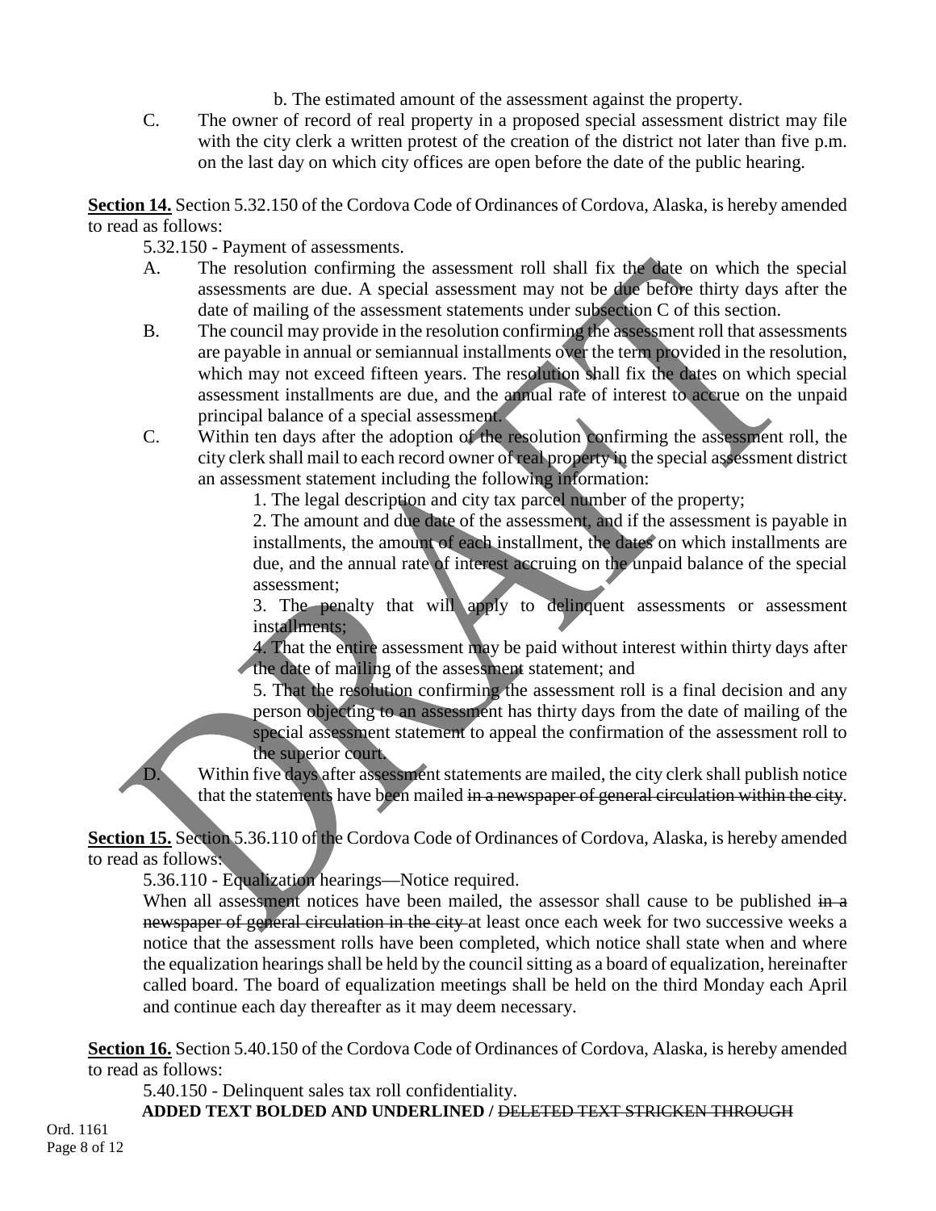b. The estimated amount of the assessment against the property.

C. The owner of record of real property in a proposed special assessment district may file with the city clerk a written protest of the creation of the district not later than five p.m. on the last day on which city offices are open before the date of the public hearing.

**<u>Section 14.</u>** Section 5.32.150 of the Cordova Code of Ordinances of Cordova, Alaska, is hereby amended to read as follows:

5.32.150 - Payment of assessments.

A. The resolution confirming the assessment roll shall fix the date on which the special assessments are due. A special assessment may not be due before thirty days after the date of mailing of the assessment statements under subsection C of this section.

B. The council may provide in the resolution confirming the assessment roll that assessments are payable in annual or semiannual installments over the term provided in the resolution, which may not exceed fifteen years. The resolution shall fix the dates on which special assessment installments are due, and the annual rate of interest to accrue on the unpaid principal balance of a special assessment.

C. Within ten days after the adoption of the resolution confirming the assessment roll, the city clerk shall mail to each record owner of real property in the special assessment district an assessment statement including the following information:

1. The legal description and city tax parcel number of the property;

2. The amount and due date of the assessment, and if the assessment is payable in installments, the amount of each installment, the dates on which installments are due, and the annual rate of interest accruing on the unpaid balance of the special assessment;

3. The penalty that will apply to delinquent assessments or assessment installments;

4. That the entire assessment may be paid without interest within thirty days after the date of mailing of the assessment statement; and

5. That the resolution confirming the assessment roll is a final decision and any person objecting to an assessment has thirty days from the date of mailing of the special assessment statement to appeal the confirmation of the assessment roll to the superior court.

D. Within five days after assessment statements are mailed, the city clerk shall publish notice that the statements have been mailed ~~in a newspaper of general circulation within the city~~.

**<u>Section 15.</u>** Section 5.36.110 of the Cordova Code of Ordinances of Cordova, Alaska, is hereby amended to read as follows:

5.36.110 - Equalization hearings—Notice required.

When all assessment notices have been mailed, the assessor shall cause to be published ~~in a newspaper of general circulation in the city~~ at least once each week for two successive weeks a notice that the assessment rolls have been completed, which notice shall state when and where the equalization hearings shall be held by the council sitting as a board of equalization, hereinafter called board. The board of equalization meetings shall be held on the third Monday each April and continue each day thereafter as it may deem necessary.

**<u>Section 16.</u>** Section 5.40.150 of the Cordova Code of Ordinances of Cordova, Alaska, is hereby amended to read as follows:

5.40.150 - Delinquent sales tax roll confidentiality.

**ADDED TEXT BOLDED AND UNDERLINED /** ~~DELETED TEXT STRICKEN THROUGH~~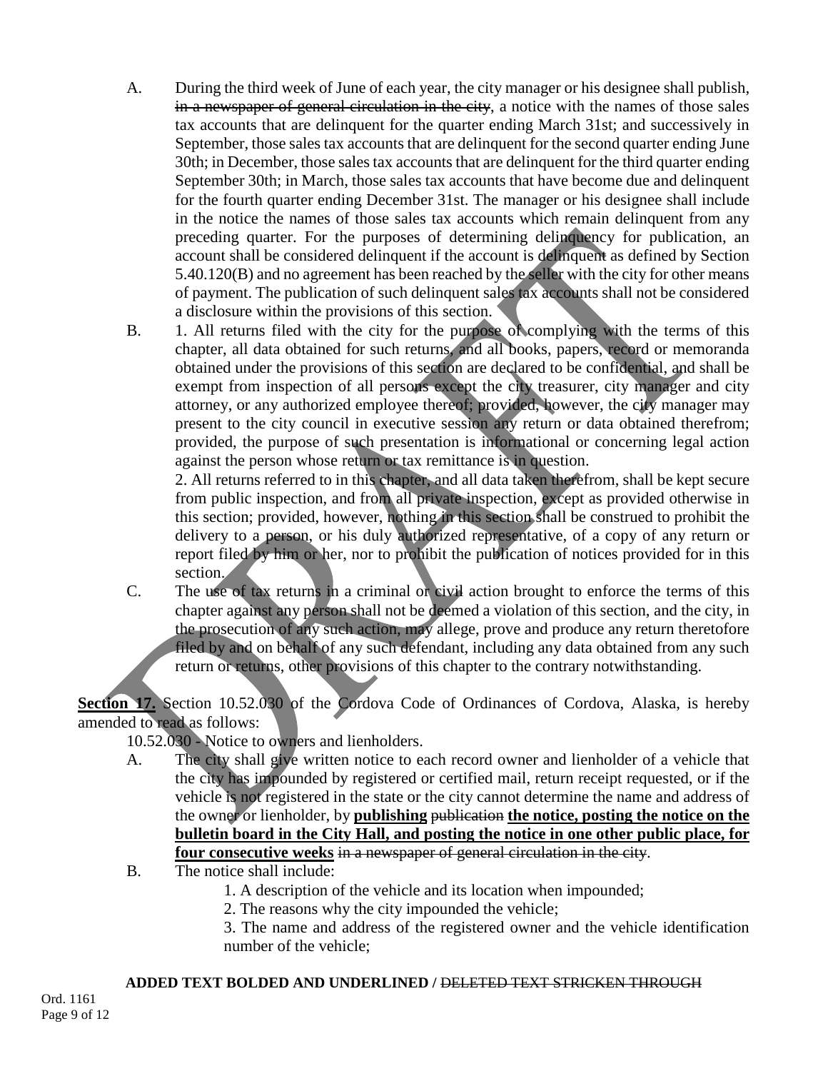A. During the third week of June of each year, the city manager or his designee shall publish, ~~in a newspaper of general circulation in the city~~, a notice with the names of those sales tax accounts that are delinquent for the quarter ending March 31st; and successively in September, those sales tax accounts that are delinquent for the second quarter ending June 30th; in December, those sales tax accounts that are delinquent for the third quarter ending September 30th; in March, those sales tax accounts that have become due and delinquent for the fourth quarter ending December 31st. The manager or his designee shall include in the notice the names of those sales tax accounts which remain delinquent from any preceding quarter. For the purposes of determining delinquency for publication, an account shall be considered delinquent if the account is delinquent as defined by Section 5.40.120(B) and no agreement has been reached by the seller with the city for other means of payment. The publication of such delinquent sales tax accounts shall not be considered a disclosure within the provisions of this section.

B. 1. All returns filed with the city for the purpose of complying with the terms of this chapter, all data obtained for such returns, and all books, papers, record or memoranda obtained under the provisions of this section are declared to be confidential, and shall be exempt from inspection of all persons except the city treasurer, city manager and city attorney, or any authorized employee thereof; provided, however, the city manager may present to the city council in executive session any return or data obtained therefrom; provided, the purpose of such presentation is informational or concerning legal action against the person whose return or tax remittance is in question.

2. All returns referred to in this chapter, and all data taken therefrom, shall be kept secure from public inspection, and from all private inspection, except as provided otherwise in this section; provided, however, nothing in this section shall be construed to prohibit the delivery to a person, or his duly authorized representative, of a copy of any return or report filed by him or her, nor to prohibit the publication of notices provided for in this section.

C. The use of tax returns in a criminal or civil action brought to enforce the terms of this chapter against any person shall not be deemed a violation of this section, and the city, in the prosecution of any such action, may allege, prove and produce any return theretofore filed by and on behalf of any such defendant, including any data obtained from any such return or returns, other provisions of this chapter to the contrary notwithstanding.

**Section 17.** Section 10.52.030 of the Cordova Code of Ordinances of Cordova, Alaska, is hereby amended to read as follows:

10.52.030 - Notice to owners and lienholders.

A. The city shall give written notice to each record owner and lienholder of a vehicle that the city has impounded by registered or certified mail, return receipt requested, or if the vehicle is not registered in the state or the city cannot determine the name and address of the owner or lienholder, by **publishing** ~~publication~~ **the notice, posting the notice on the bulletin board in the City Hall, and posting the notice in one other public place, for four consecutive weeks** ~~in a newspaper of general circulation in the city~~.

B. The notice shall include:

1. A description of the vehicle and its location when impounded;

2. The reasons why the city impounded the vehicle;

3. The name and address of the registered owner and the vehicle identification number of the vehicle;

**ADDED TEXT BOLDED AND UNDERLINED /** ~~DELETED TEXT STRICKEN THROUGH~~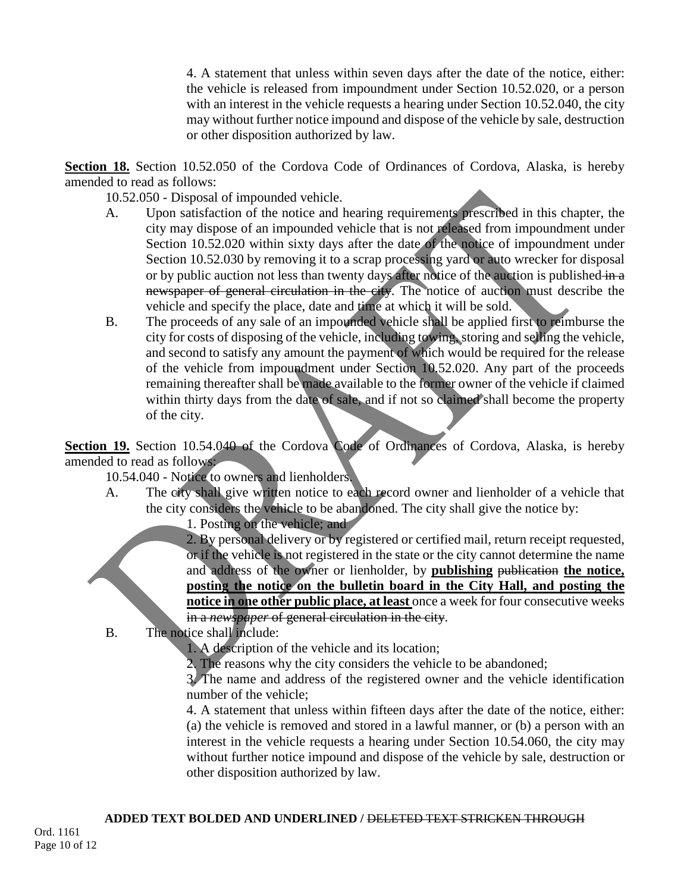4. A statement that unless within seven days after the date of the notice, either: the vehicle is released from impoundment under Section 10.52.020, or a person with an interest in the vehicle requests a hearing under Section 10.52.040, the city may without further notice impound and dispose of the vehicle by sale, destruction or other disposition authorized by law.

**Section 18.** Section 10.52.050 of the Cordova Code of Ordinances of Cordova, Alaska, is hereby amended to read as follows:

10.52.050 - Disposal of impounded vehicle.

A. Upon satisfaction of the notice and hearing requirements prescribed in this chapter, the city may dispose of an impounded vehicle that is not released from impoundment under Section 10.52.020 within sixty days after the date of the notice of impoundment under Section 10.52.030 by removing it to a scrap processing yard or auto wrecker for disposal or by public auction not less than twenty days after notice of the auction is published ~~in a newspaper of general circulation in the city~~. The notice of auction must describe the vehicle and specify the place, date and time at which it will be sold.

B. The proceeds of any sale of an impounded vehicle shall be applied first to reimburse the city for costs of disposing of the vehicle, including towing, storing and selling the vehicle, and second to satisfy any amount the payment of which would be required for the release of the vehicle from impoundment under Section 10.52.020. Any part of the proceeds remaining thereafter shall be made available to the former owner of the vehicle if claimed within thirty days from the date of sale, and if not so claimed shall become the property of the city.

**Section 19.** Section 10.54.040 of the Cordova Code of Ordinances of Cordova, Alaska, is hereby amended to read as follows:

10.54.040 - Notice to owners and lienholders.

A. The city shall give written notice to each record owner and lienholder of a vehicle that the city considers the vehicle to be abandoned. The city shall give the notice by:

1. Posting on the vehicle; and

2. By personal delivery or by registered or certified mail, return receipt requested, or if the vehicle is not registered in the state or the city cannot determine the name and address of the owner or lienholder, by **publishing** ~~publication~~ **the notice, posting the notice on the bulletin board in the City Hall, and posting the notice in one other public place, at least** once a week for four consecutive weeks ~~in a *newspaper* of general circulation in the city~~.

B. The notice shall include:

1. A description of the vehicle and its location;

2. The reasons why the city considers the vehicle to be abandoned;

3. The name and address of the registered owner and the vehicle identification number of the vehicle;

4. A statement that unless within fifteen days after the date of the notice, either: (a) the vehicle is removed and stored in a lawful manner, or (b) a person with an interest in the vehicle requests a hearing under Section 10.54.060, the city may without further notice impound and dispose of the vehicle by sale, destruction or other disposition authorized by law.

**ADDED TEXT BOLDED AND UNDERLINED /** ~~DELETED TEXT STRICKEN THROUGH~~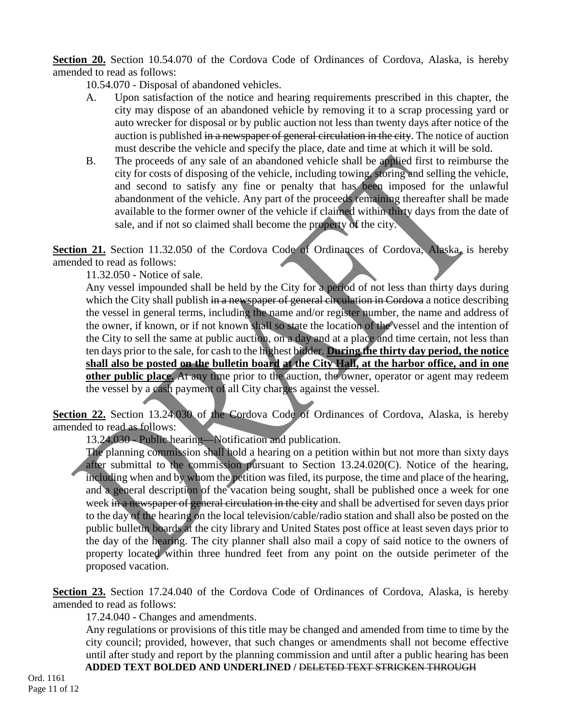**Section 20.** Section 10.54.070 of the Cordova Code of Ordinances of Cordova, Alaska, is hereby amended to read as follows:

10.54.070 - Disposal of abandoned vehicles.

A. Upon satisfaction of the notice and hearing requirements prescribed in this chapter, the city may dispose of an abandoned vehicle by removing it to a scrap processing yard or auto wrecker for disposal or by public auction not less than twenty days after notice of the auction is published ~~in a newspaper of general circulation in the city~~. The notice of auction must describe the vehicle and specify the place, date and time at which it will be sold.

B. The proceeds of any sale of an abandoned vehicle shall be applied first to reimburse the city for costs of disposing of the vehicle, including towing, storing and selling the vehicle, and second to satisfy any fine or penalty that has been imposed for the unlawful abandonment of the vehicle. Any part of the proceeds remaining thereafter shall be made available to the former owner of the vehicle if claimed within thirty days from the date of sale, and if not so claimed shall become the property of the city.

**Section 21.** Section 11.32.050 of the Cordova Code of Ordinances of Cordova, Alaska, is hereby amended to read as follows:

11.32.050 - Notice of sale.

Any vessel impounded shall be held by the City for a period of not less than thirty days during which the City shall publish ~~in a newspaper of general circulation in Cordova~~ a notice describing the vessel in general terms, including the name and/or register number, the name and address of the owner, if known, or if not known shall so state the location of the vessel and the intention of the City to sell the same at public auction, on a day and at a place and time certain, not less than ten days prior to the sale, for cash to the highest bidder. <u>**During the thirty day period, the notice shall also be posted on the bulletin board at the City Hall, at the harbor office, and in one other public place.**</u> At any time prior to the auction, the owner, operator or agent may redeem the vessel by a cash payment of all City charges against the vessel.

**Section 22.** Section 13.24.030 of the Cordova Code of Ordinances of Cordova, Alaska, is hereby amended to read as follows:

13.24.030 - Public hearing—Notification and publication.

The planning commission shall hold a hearing on a petition within but not more than sixty days after submittal to the commission pursuant to Section 13.24.020(C). Notice of the hearing, including when and by whom the petition was filed, its purpose, the time and place of the hearing, and a general description of the vacation being sought, shall be published once a week for one week ~~in a newspaper of general circulation in the city~~ and shall be advertised for seven days prior to the day of the hearing on the local television/cable/radio station and shall also be posted on the public bulletin boards at the city library and United States post office at least seven days prior to the day of the hearing. The city planner shall also mail a copy of said notice to the owners of property located within three hundred feet from any point on the outside perimeter of the proposed vacation.

**Section 23.** Section 17.24.040 of the Cordova Code of Ordinances of Cordova, Alaska, is hereby amended to read as follows:

17.24.040 - Changes and amendments.

Any regulations or provisions of this title may be changed and amended from time to time by the city council; provided, however, that such changes or amendments shall not become effective until after study and report by the planning commission and until after a public hearing has been

**ADDED TEXT BOLDED AND UNDERLINED /** ~~DELETED TEXT STRICKEN THROUGH~~

Ord. 1161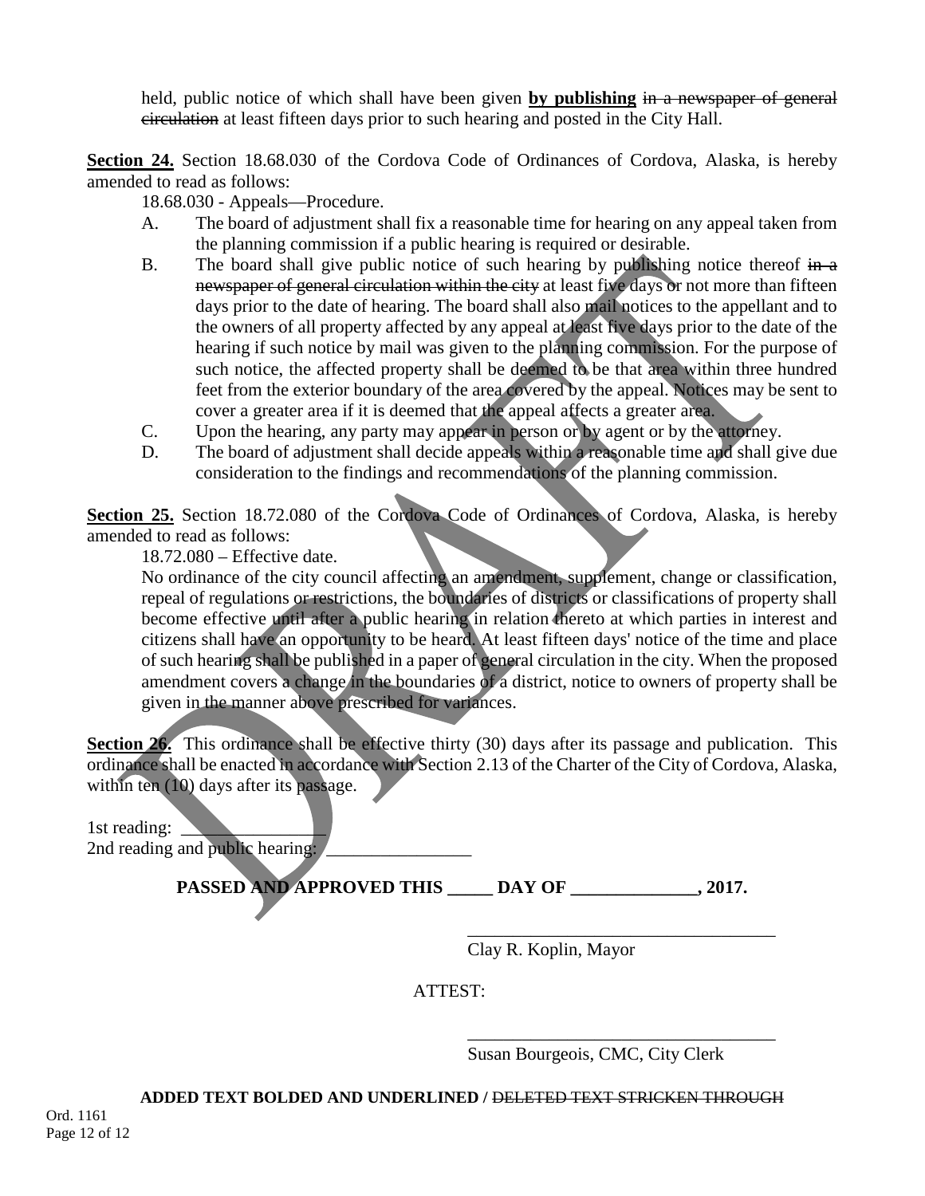held, public notice of which shall have been given **by publishing** ~~in a newspaper of general circulation~~ at least fifteen days prior to such hearing and posted in the City Hall.

**Section 24.** Section 18.68.030 of the Cordova Code of Ordinances of Cordova, Alaska, is hereby amended to read as follows:

18.68.030 - Appeals—Procedure.

A. The board of adjustment shall fix a reasonable time for hearing on any appeal taken from the planning commission if a public hearing is required or desirable.

B. The board shall give public notice of such hearing by publishing notice thereof ~~in a newspaper of general circulation within the city~~ at least five days or not more than fifteen days prior to the date of hearing. The board shall also mail notices to the appellant and to the owners of all property affected by any appeal at least five days prior to the date of the hearing if such notice by mail was given to the planning commission. For the purpose of such notice, the affected property shall be deemed to be that area within three hundred feet from the exterior boundary of the area covered by the appeal. Notices may be sent to cover a greater area if it is deemed that the appeal affects a greater area.

C. Upon the hearing, any party may appear in person or by agent or by the attorney.

D. The board of adjustment shall decide appeals within a reasonable time and shall give due consideration to the findings and recommendations of the planning commission.

**Section 25.** Section 18.72.080 of the Cordova Code of Ordinances of Cordova, Alaska, is hereby amended to read as follows:

18.72.080 – Effective date.

No ordinance of the city council affecting an amendment, supplement, change or classification, repeal of regulations or restrictions, the boundaries of districts or classifications of property shall become effective until after a public hearing in relation thereto at which parties in interest and citizens shall have an opportunity to be heard. At least fifteen days' notice of the time and place of such hearing shall be published in a paper of general circulation in the city. When the proposed amendment covers a change in the boundaries of a district, notice to owners of property shall be given in the manner above prescribed for variances.

**Section 26.** This ordinance shall be effective thirty (30) days after its passage and publication. This ordinance shall be enacted in accordance with Section 2.13 of the Charter of the City of Cordova, Alaska, within ten (10) days after its passage.

1st reading: ________________
2nd reading and public hearing: ________________

**PASSED AND APPROVED THIS _____ DAY OF ______________, 2017.**

__________________________________
Clay R. Koplin, Mayor

ATTEST:

__________________________________
Susan Bourgeois, CMC, City Clerk

**ADDED TEXT BOLDED AND UNDERLINED /** ~~DELETED TEXT STRICKEN THROUGH~~

Ord. 1161